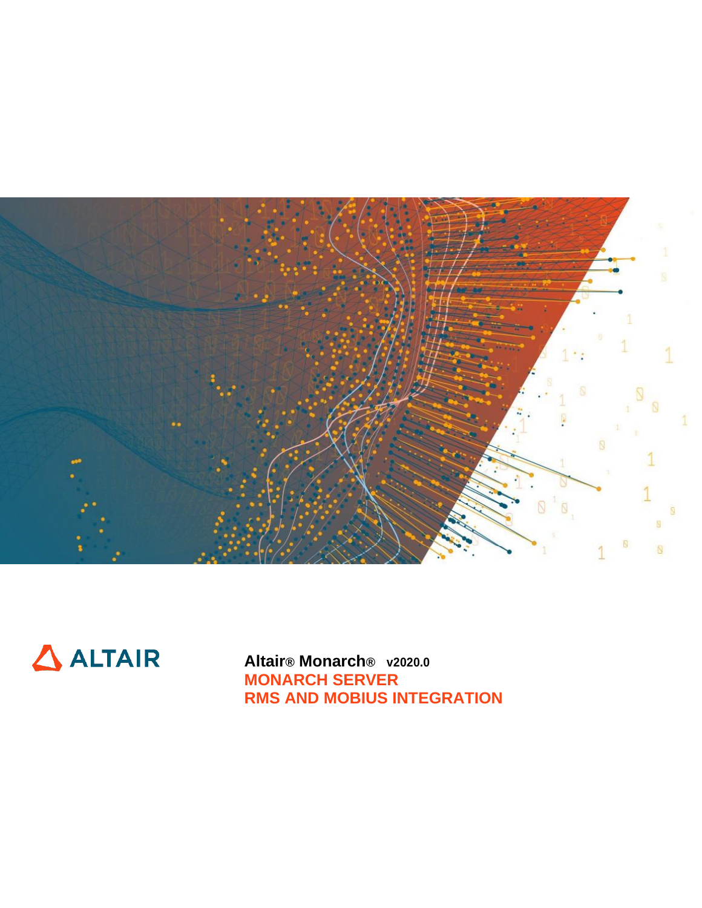ALTAIR

**Altair® Monarch® v2020.0**

# MONARCH SERVER
# RMS AND MOBIUS INTEGRATION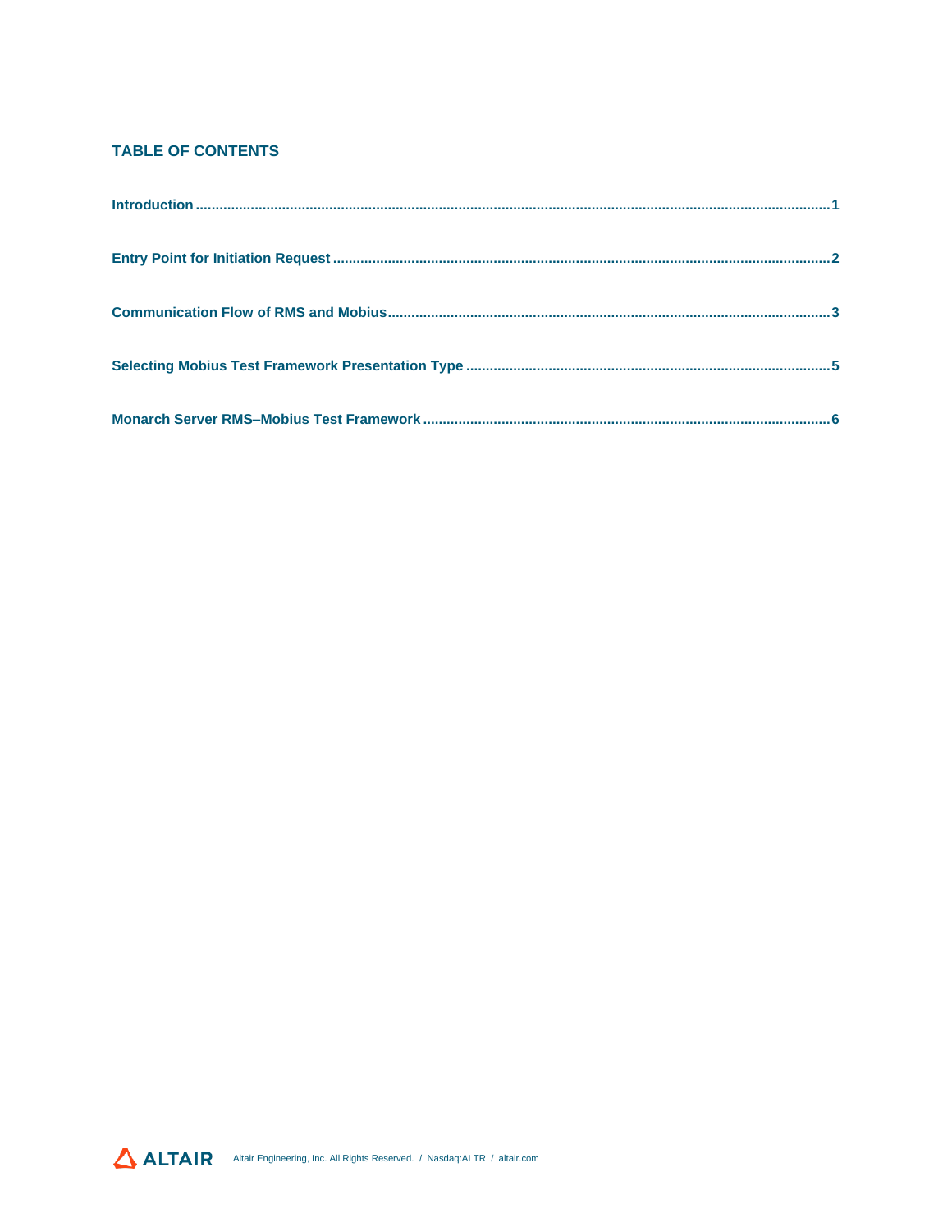## TABLE OF CONTENTS

Introduction ..... 1

Entry Point for Initiation Request ..... 2

Communication Flow of RMS and Mobius ..... 3

Selecting Mobius Test Framework Presentation Type ..... 5

Monarch Server RMS–Mobius Test Framework ..... 6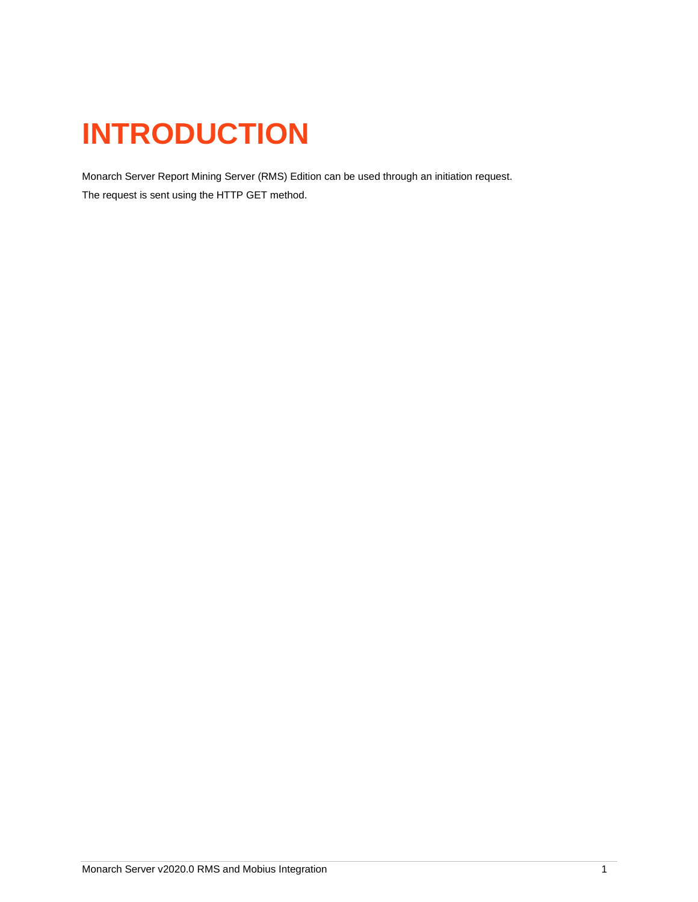# INTRODUCTION

Monarch Server Report Mining Server (RMS) Edition can be used through an initiation request.

The request is sent using the HTTP GET method.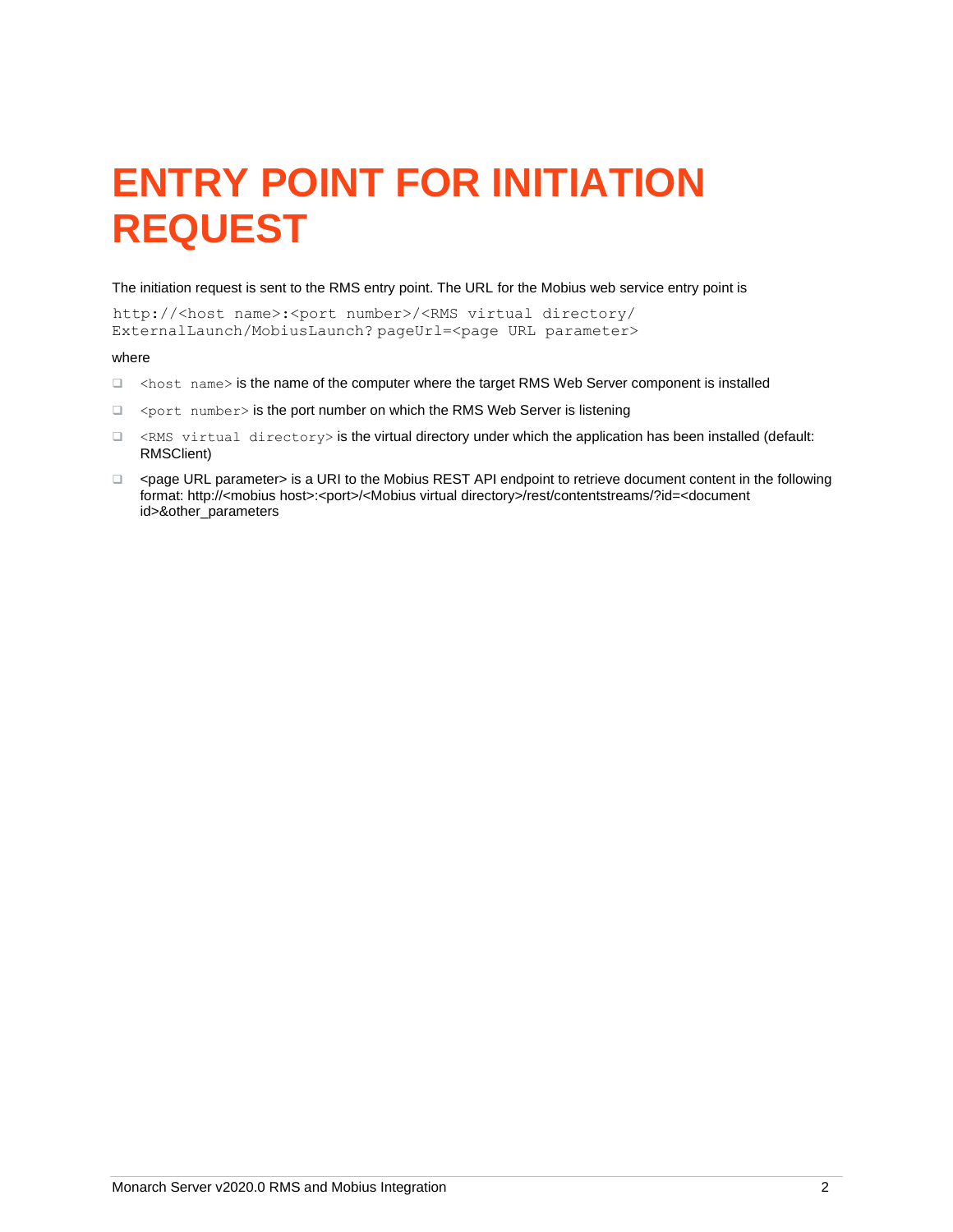# ENTRY POINT FOR INITIATION REQUEST

The initiation request is sent to the RMS entry point. The URL for the Mobius web service entry point is

```
http://<host name>:<port number>/<RMS virtual directory/
ExternalLaunch/MobiusLaunch? pageUrl=<page URL parameter>
```

where

- `<host name>` is the name of the computer where the target RMS Web Server component is installed
- `<port number>` is the port number on which the RMS Web Server is listening
- `<RMS virtual directory>` is the virtual directory under which the application has been installed (default: RMSClient)
- <page URL parameter> is a URI to the Mobius REST API endpoint to retrieve document content in the following format: http://<mobius host>:<port>/<Mobius virtual directory>/rest/contentstreams/?id=<document id>&other_parameters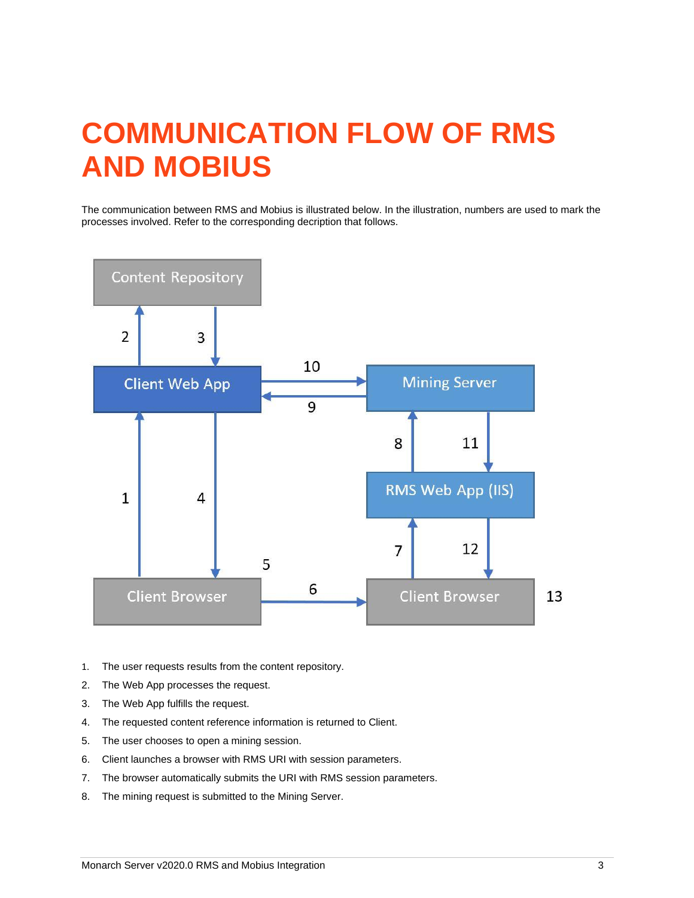# COMMUNICATION FLOW OF RMS AND MOBIUS

The communication between RMS and Mobius is illustrated below. In the illustration, numbers are used to mark the processes involved. Refer to the corresponding decription that follows.

1. The user requests results from the content repository.
2. The Web App processes the request.
3. The Web App fulfills the request.
4. The requested content reference information is returned to Client.
5. The user chooses to open a mining session.
6. Client launches a browser with RMS URI with session parameters.
7. The browser automatically submits the URI with RMS session parameters.
8. The mining request is submitted to the Mining Server.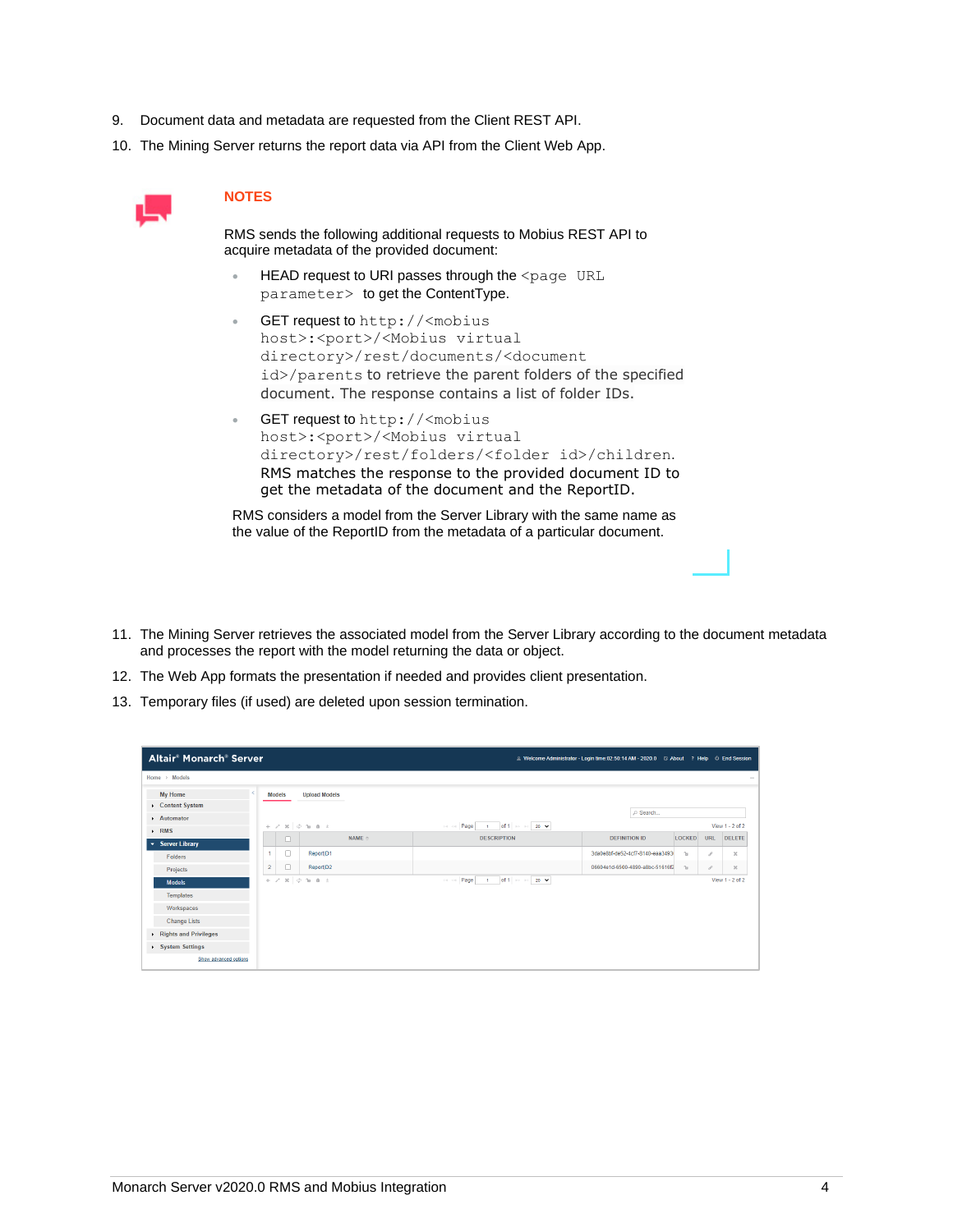9. Document data and metadata are requested from the Client REST API.
10. The Mining Server returns the report data via API from the Client Web App.

**NOTES**

RMS sends the following additional requests to Mobius REST API to acquire metadata of the provided document:

- HEAD request to URI passes through the `<page URL parameter>` to get the ContentType.
- GET request to `http://<mobius host>:<port>/<Mobius virtual directory>/rest/documents/<document id>/parents` to retrieve the parent folders of the specified document. The response contains a list of folder IDs.
- GET request to `http://<mobius host>:<port>/<Mobius virtual directory>/rest/folders/<folder id>/children`. RMS matches the response to the provided document ID to get the metadata of the document and the ReportID.

RMS considers a model from the Server Library with the same name as the value of the ReportID from the metadata of a particular document.

11. The Mining Server retrieves the associated model from the Server Library according to the document metadata and processes the report with the model returning the data or object.
12. The Web App formats the presentation if needed and provides client presentation.
13. Temporary files (if used) are deleted upon session termination.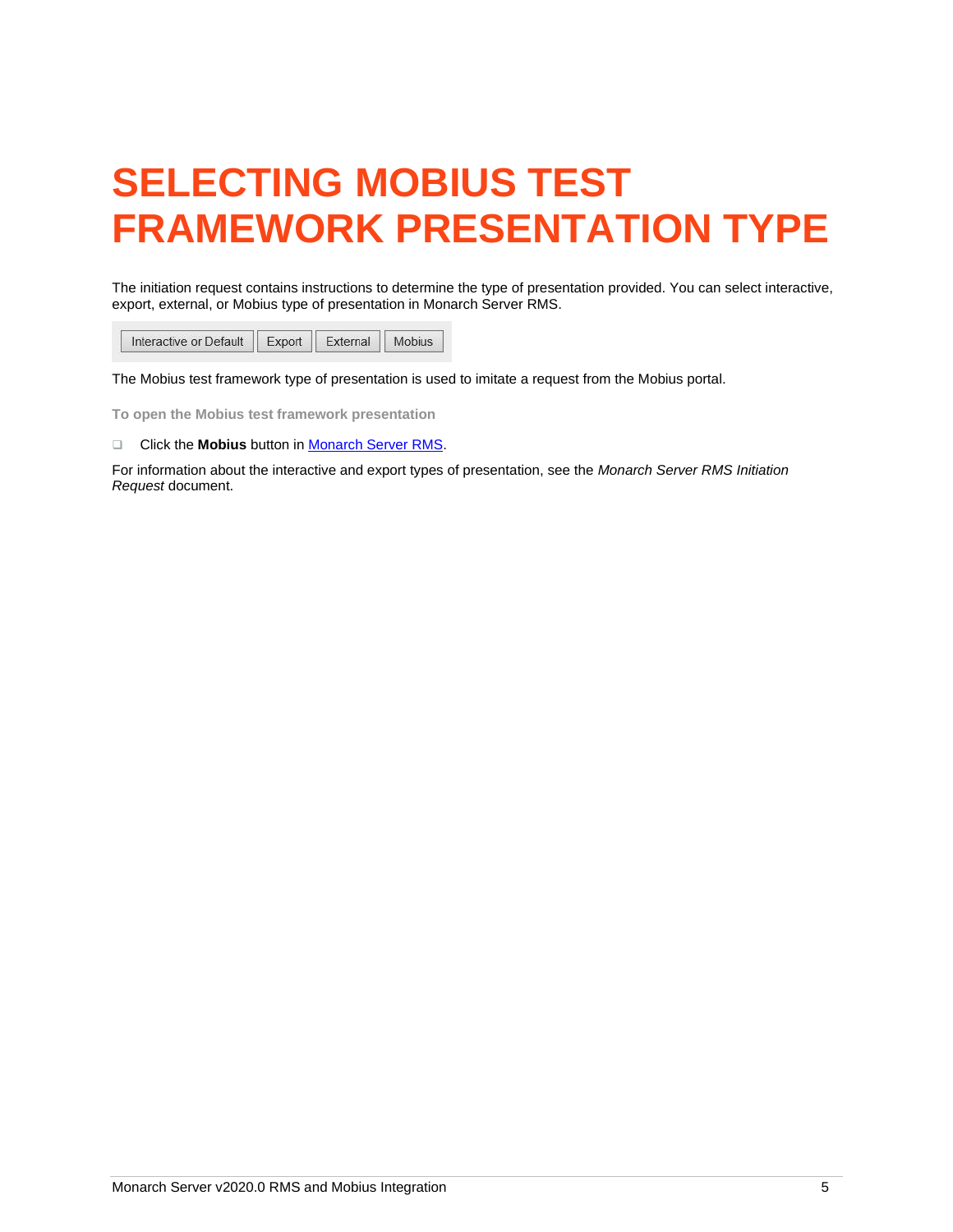# SELECTING MOBIUS TEST FRAMEWORK PRESENTATION TYPE

The initiation request contains instructions to determine the type of presentation provided. You can select interactive, export, external, or Mobius type of presentation in Monarch Server RMS.

Interactive or Default | Export | External | Mobius

The Mobius test framework type of presentation is used to imitate a request from the Mobius portal.

**To open the Mobius test framework presentation**

- Click the **Mobius** button in Monarch Server RMS.

For information about the interactive and export types of presentation, see the *Monarch Server RMS Initiation Request* document.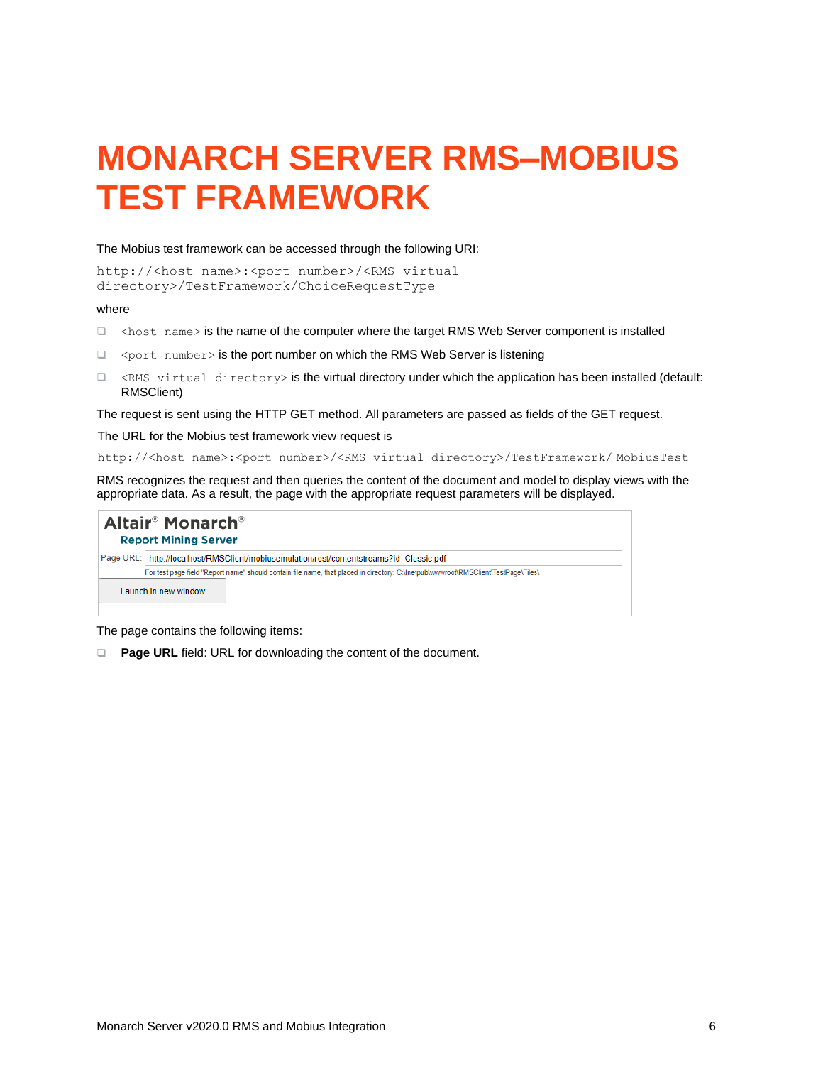# MONARCH SERVER RMS–MOBIUS TEST FRAMEWORK

The Mobius test framework can be accessed through the following URI:

```
http://<host name>:<port number>/<RMS virtual
directory>/TestFramework/ChoiceRequestType
```

where

- `<host name>` is the name of the computer where the target RMS Web Server component is installed
- `<port number>` is the port number on which the RMS Web Server is listening
- `<RMS virtual directory>` is the virtual directory under which the application has been installed (default: RMSClient)

The request is sent using the HTTP GET method. All parameters are passed as fields of the GET request.

The URL for the Mobius test framework view request is

```
http://<host name>:<port number>/<RMS virtual directory>/TestFramework/ MobiusTest
```

RMS recognizes the request and then queries the content of the document and model to display views with the appropriate data. As a result, the page with the appropriate request parameters will be displayed.

The page contains the following items:

- **Page URL** field: URL for downloading the content of the document.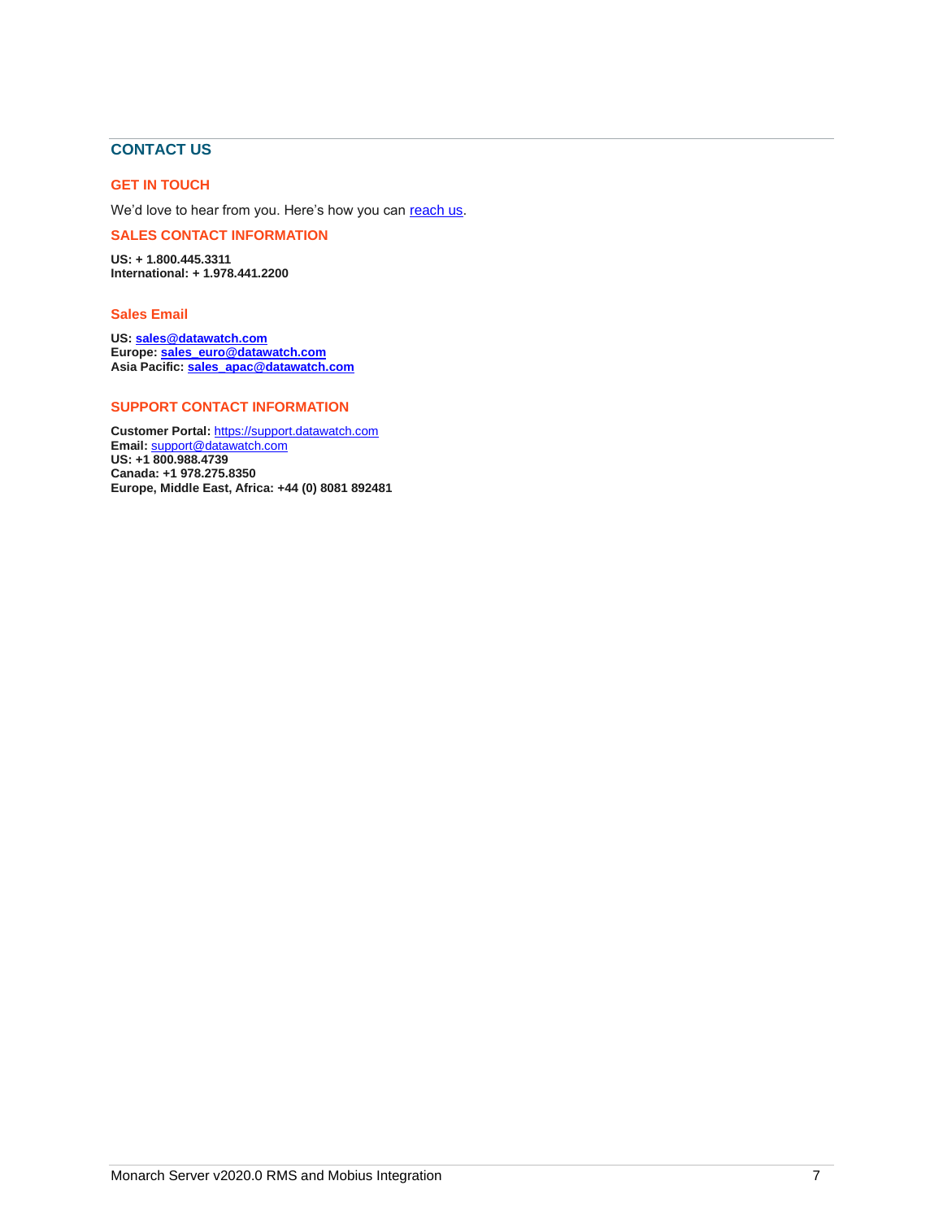## CONTACT US

### GET IN TOUCH

We'd love to hear from you. Here's how you can reach us.

### SALES CONTACT INFORMATION

**US: + 1.800.445.3311**
**International: + 1.978.441.2200**

### Sales Email

**US: sales@datawatch.com**
**Europe: sales_euro@datawatch.com**
**Asia Pacific: sales_apac@datawatch.com**

### SUPPORT CONTACT INFORMATION

**Customer Portal:** https://support.datawatch.com
**Email:** support@datawatch.com
**US: +1 800.988.4739**
**Canada: +1 978.275.8350**
**Europe, Middle East, Africa: +44 (0) 8081 892481**